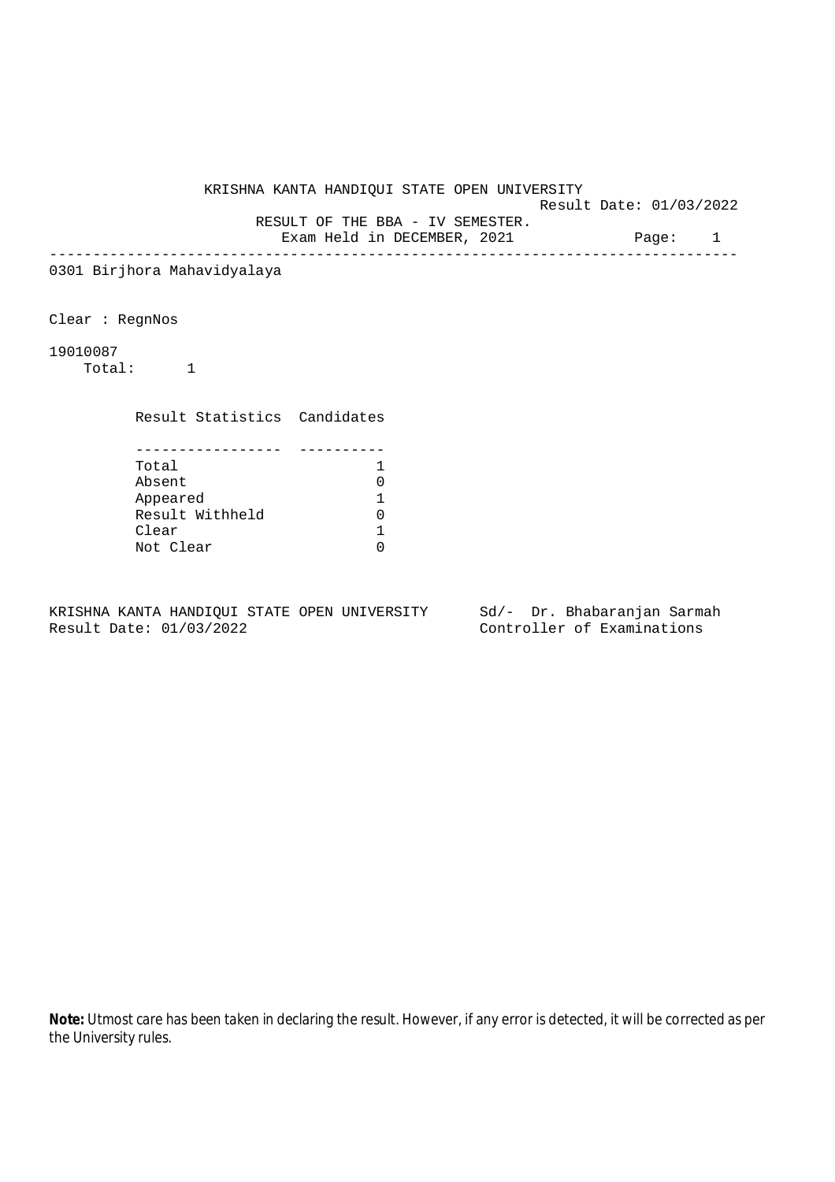KRISHNA KANTA HANDIQUI STATE OPEN UNIVERSITY

Result Date: 01/03/2022

RESULT OF THE BBA - IV SEMESTER.

Exam Held in DECEMBER, 2021

---

0301 Birjhora Mahavidyalaya

Clear : RegnNos

19010087

Total: 1

| Result Statistics | Candidates |
|---|---|
| Total | 1 |
| Absent | 0 |
| Appeared | 1 |
| Result Withheld | 0 |
| Clear | 1 |
| Not Clear | 0 |

KRISHNA KANTA HANDIQUI STATE OPEN UNIVERSITY
Result Date: 01/03/2022

Sd/- Dr. Bhabaranjan Sarmah
Controller of Examinations

**Note:** Utmost care has been taken in declaring the result. However, if any error is detected, it will be corrected as per the University rules.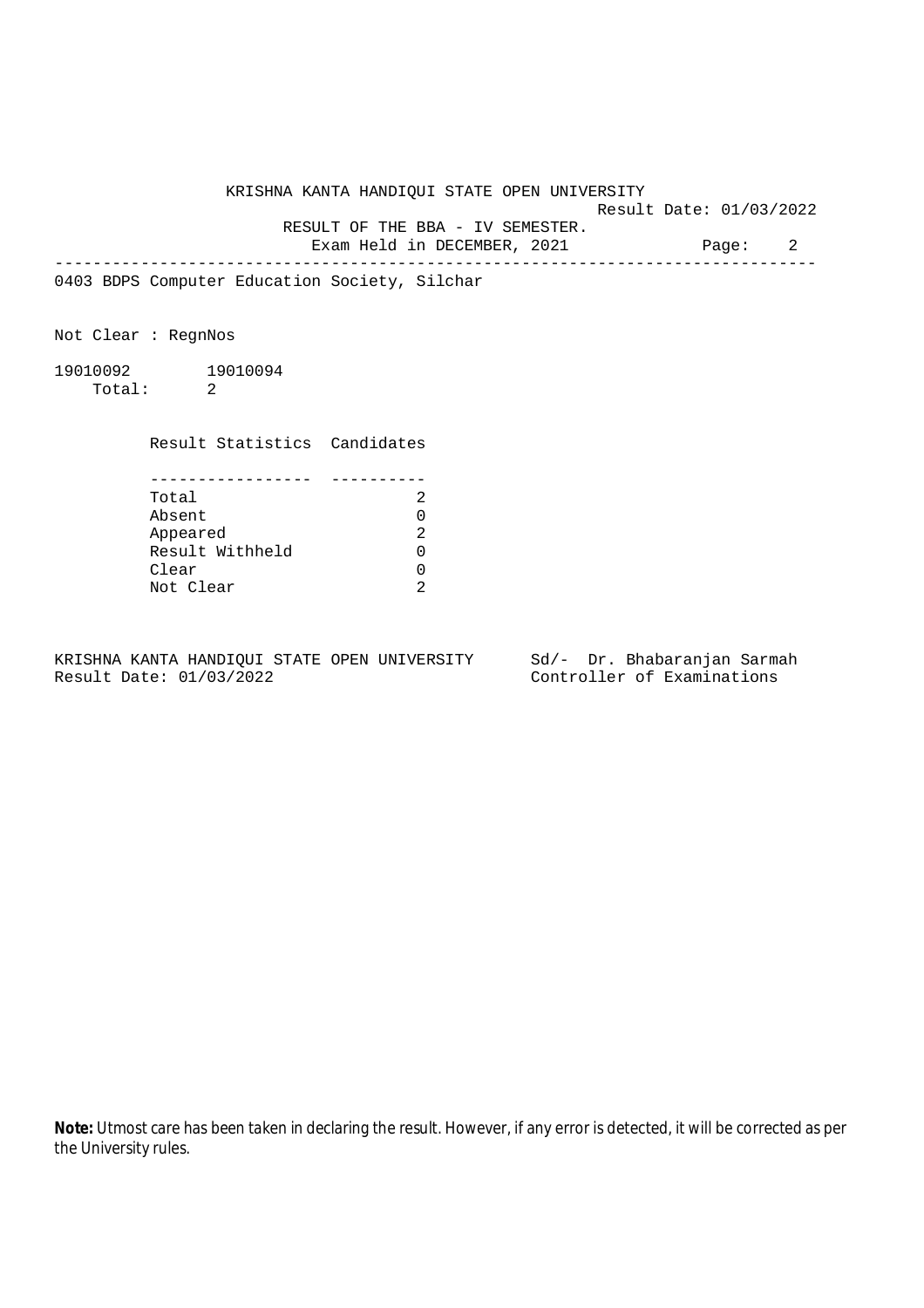KRISHNA KANTA HANDIQUI STATE OPEN UNIVERSITY

Result Date: 01/03/2022

RESULT OF THE BBA - IV SEMESTER.

Exam Held in DECEMBER, 2021

---

0403 BDPS Computer Education Society, Silchar

Not Clear : RegnNos

19010092    19010094

Total: 2

| Result Statistics | Candidates |
|---|---|
| Total | 2 |
| Absent | 0 |
| Appeared | 2 |
| Result Withheld | 0 |
| Clear | 0 |
| Not Clear | 2 |

KRISHNA KANTA HANDIQUI STATE OPEN UNIVERSITY

Result Date: 01/03/2022

Sd/- Dr. Bhabaranjan Sarmah

Controller of Examinations

**Note:** Utmost care has been taken in declaring the result. However, if any error is detected, it will be corrected as per the University rules.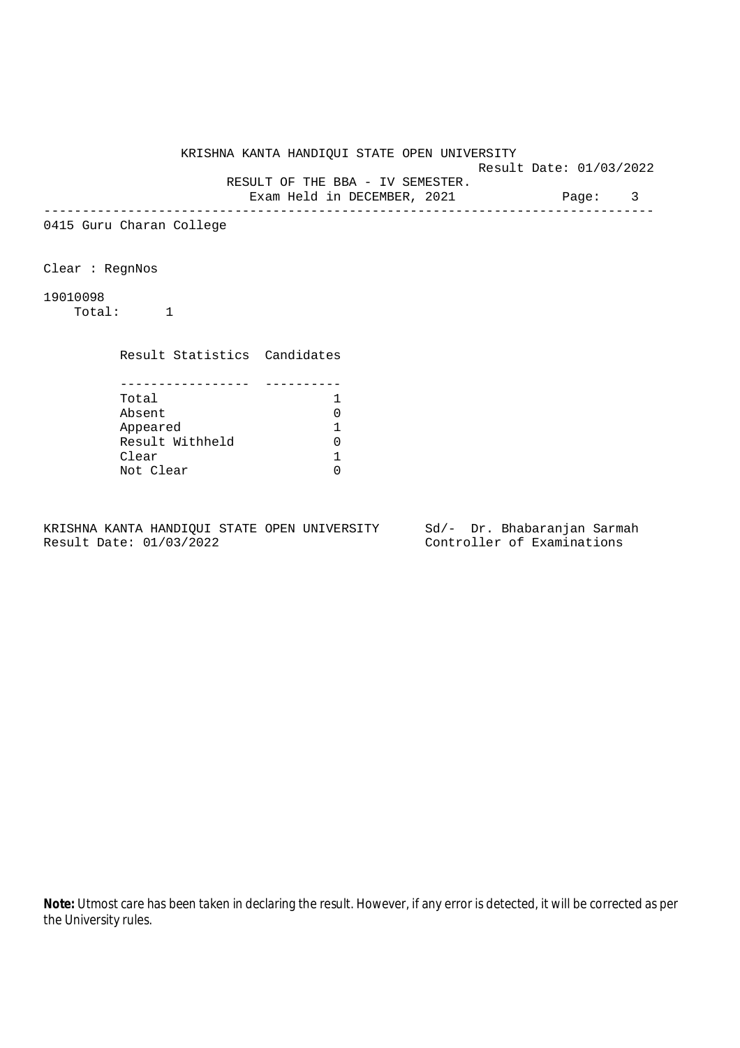KRISHNA KANTA HANDIQUI STATE OPEN UNIVERSITY

Result Date: 01/03/2022

RESULT OF THE BBA - IV SEMESTER.

Exam Held in DECEMBER, 2021

---

0415 Guru Charan College

Clear : RegnNos

19010098

Total: 1

| Result Statistics | Candidates |
|---|---|
| Total | 1 |
| Absent | 0 |
| Appeared | 1 |
| Result Withheld | 0 |
| Clear | 1 |
| Not Clear | 0 |

KRISHNA KANTA HANDIQUI STATE OPEN UNIVERSITY
Result Date: 01/03/2022

Sd/- Dr. Bhabaranjan Sarmah
Controller of Examinations

**Note:** Utmost care has been taken in declaring the result. However, if any error is detected, it will be corrected as per the University rules.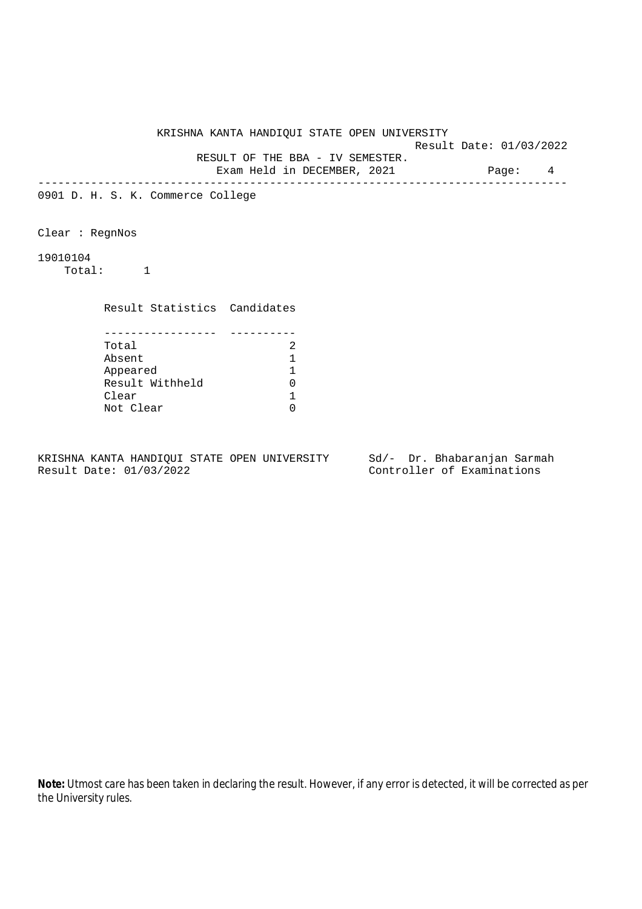KRISHNA KANTA HANDIQUI STATE OPEN UNIVERSITY

Result Date: 01/03/2022

RESULT OF THE BBA - IV SEMESTER.

Exam Held in DECEMBER, 2021

0901 D. H. S. K. Commerce College

Clear : RegnNos

19010104

Total: 1

| Result Statistics | Candidates |
|---|---|
| Total | 2 |
| Absent | 1 |
| Appeared | 1 |
| Result Withheld | 0 |
| Clear | 1 |
| Not Clear | 0 |

KRISHNA KANTA HANDIQUI STATE OPEN UNIVERSITY
Result Date: 01/03/2022

Sd/- Dr. Bhabaranjan Sarmah
Controller of Examinations

**Note:** Utmost care has been taken in declaring the result. However, if any error is detected, it will be corrected as per the University rules.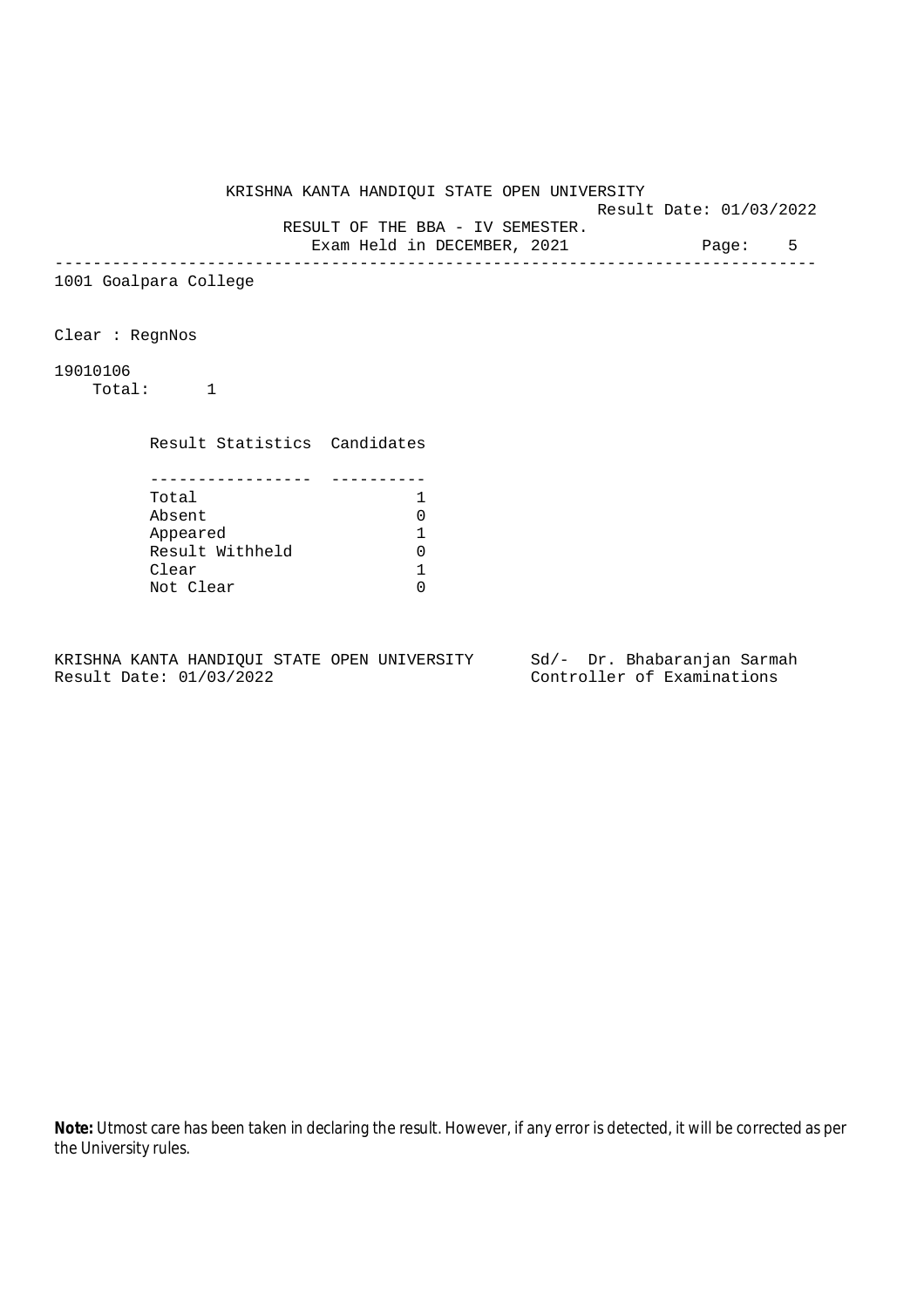KRISHNA KANTA HANDIQUI STATE OPEN UNIVERSITY

Result Date: 01/03/2022

RESULT OF THE BBA - IV SEMESTER.

Exam Held in DECEMBER, 2021

---

1001 Goalpara College

Clear : RegnNos

19010106

Total: 1

| Result Statistics | Candidates |
|---|---|
| Total | 1 |
| Absent | 0 |
| Appeared | 1 |
| Result Withheld | 0 |
| Clear | 1 |
| Not Clear | 0 |

KRISHNA KANTA HANDIQUI STATE OPEN UNIVERSITY
Result Date: 01/03/2022

Sd/- Dr. Bhabaranjan Sarmah
Controller of Examinations

**Note:** Utmost care has been taken in declaring the result. However, if any error is detected, it will be corrected as per the University rules.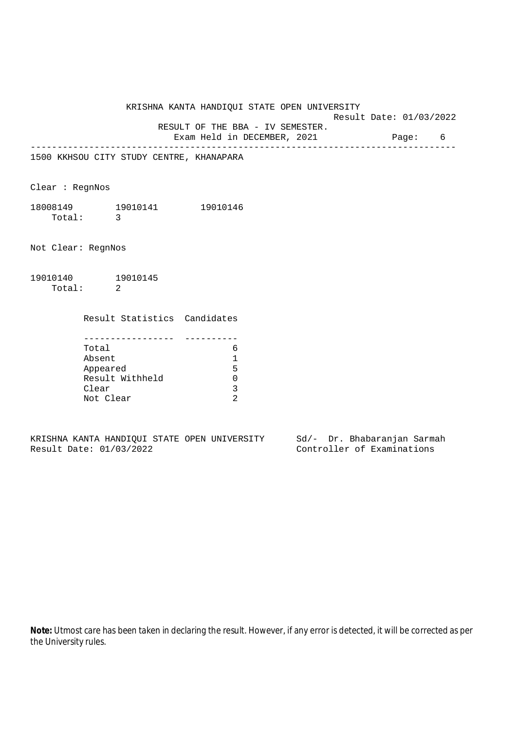KRISHNA KANTA HANDIQUI STATE OPEN UNIVERSITY

Result Date: 01/03/2022

RESULT OF THE BBA - IV SEMESTER.

Exam Held in DECEMBER, 2021

---

1500 KKHSOU CITY STUDY CENTRE, KHANAPARA

Clear : RegnNos

18008149 19010141 19010146

Total: 3

Not Clear: RegnNos

19010140 19010145

Total: 2

| Result Statistics | Candidates |
|---|---|
| Total | 6 |
| Absent | 1 |
| Appeared | 5 |
| Result Withheld | 0 |
| Clear | 3 |
| Not Clear | 2 |

KRISHNA KANTA HANDIQUI STATE OPEN UNIVERSITY
Result Date: 01/03/2022

Sd/- Dr. Bhabaranjan Sarmah
Controller of Examinations

**Note:** Utmost care has been taken in declaring the result. However, if any error is detected, it will be corrected as per the University rules.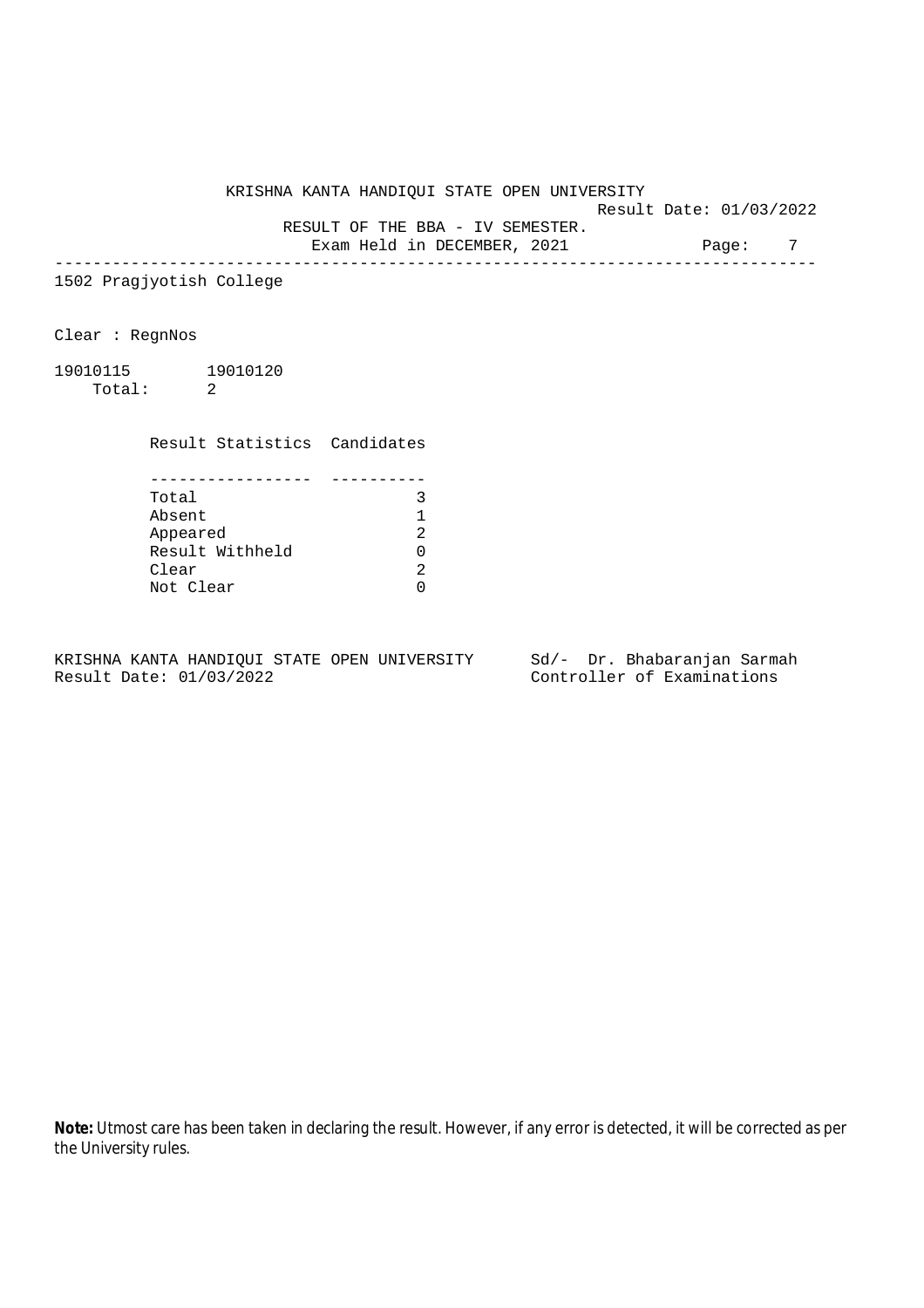KRISHNA KANTA HANDIQUI STATE OPEN UNIVERSITY

Result Date: 01/03/2022

RESULT OF THE BBA - IV SEMESTER.

Exam Held in DECEMBER, 2021

---

1502 Pragjyotish College

Clear : RegnNos

19010115 19010120

Total: 2

| Result Statistics | Candidates |
|---|---|
| Total | 3 |
| Absent | 1 |
| Appeared | 2 |
| Result Withheld | 0 |
| Clear | 2 |
| Not Clear | 0 |

KRISHNA KANTA HANDIQUI STATE OPEN UNIVERSITY
Result Date: 01/03/2022

Sd/- Dr. Bhabaranjan Sarmah
Controller of Examinations

**Note:** Utmost care has been taken in declaring the result. However, if any error is detected, it will be corrected as per the University rules.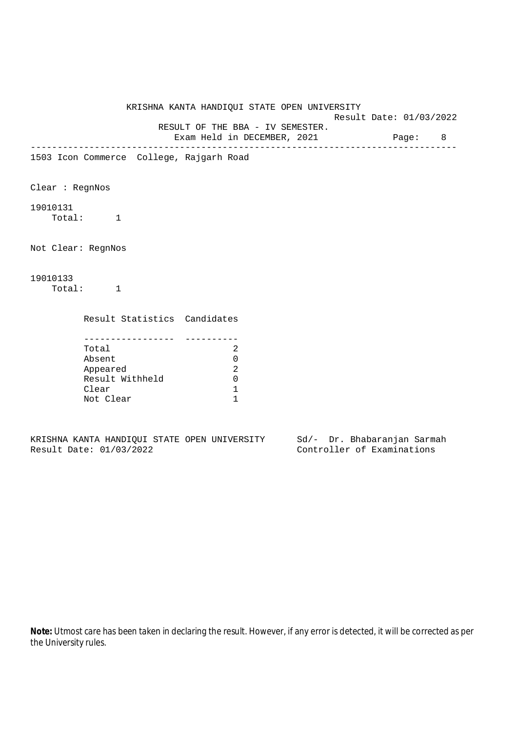KRISHNA KANTA HANDIQUI STATE OPEN UNIVERSITY

Result Date: 01/03/2022

RESULT OF THE BBA - IV SEMESTER.

Exam Held in DECEMBER, 2021

1503 Icon Commerce College, Rajgarh Road

Clear : RegnNos

19010131

Total: 1

Not Clear: RegnNos

19010133

Total: 1

| Result Statistics | Candidates |
| --- | --- |
| Total | 2 |
| Absent | 0 |
| Appeared | 2 |
| Result Withheld | 0 |
| Clear | 1 |
| Not Clear | 1 |

KRISHNA KANTA HANDIQUI STATE OPEN UNIVERSITY
Result Date: 01/03/2022

Sd/- Dr. Bhabaranjan Sarmah
Controller of Examinations

**Note:** Utmost care has been taken in declaring the result. However, if any error is detected, it will be corrected as per the University rules.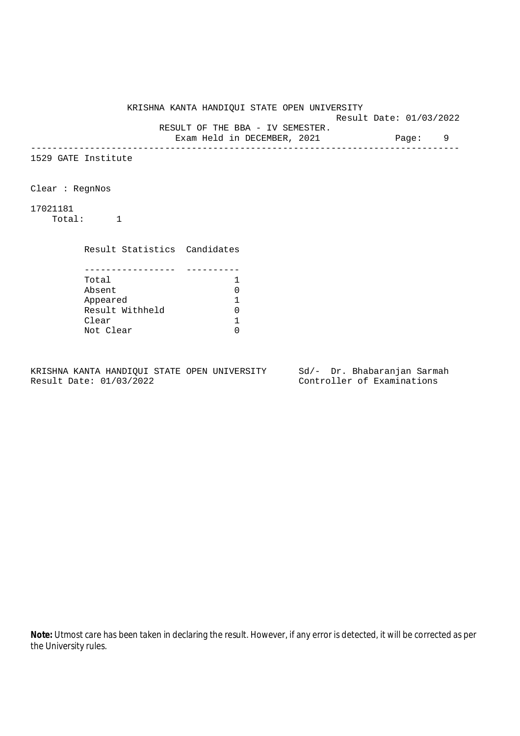KRISHNA KANTA HANDIQUI STATE OPEN UNIVERSITY

Result Date: 01/03/2022

RESULT OF THE BBA - IV SEMESTER.

Exam Held in DECEMBER, 2021

---

1529 GATE Institute

Clear : RegnNos

17021181

Total: 1

| Result Statistics | Candidates |
|---|---|
| Total | 1 |
| Absent | 0 |
| Appeared | 1 |
| Result Withheld | 0 |
| Clear | 1 |
| Not Clear | 0 |

KRISHNA KANTA HANDIQUI STATE OPEN UNIVERSITY
Result Date: 01/03/2022

Sd/- Dr. Bhabaranjan Sarmah
Controller of Examinations

**Note:** Utmost care has been taken in declaring the result. However, if any error is detected, it will be corrected as per the University rules.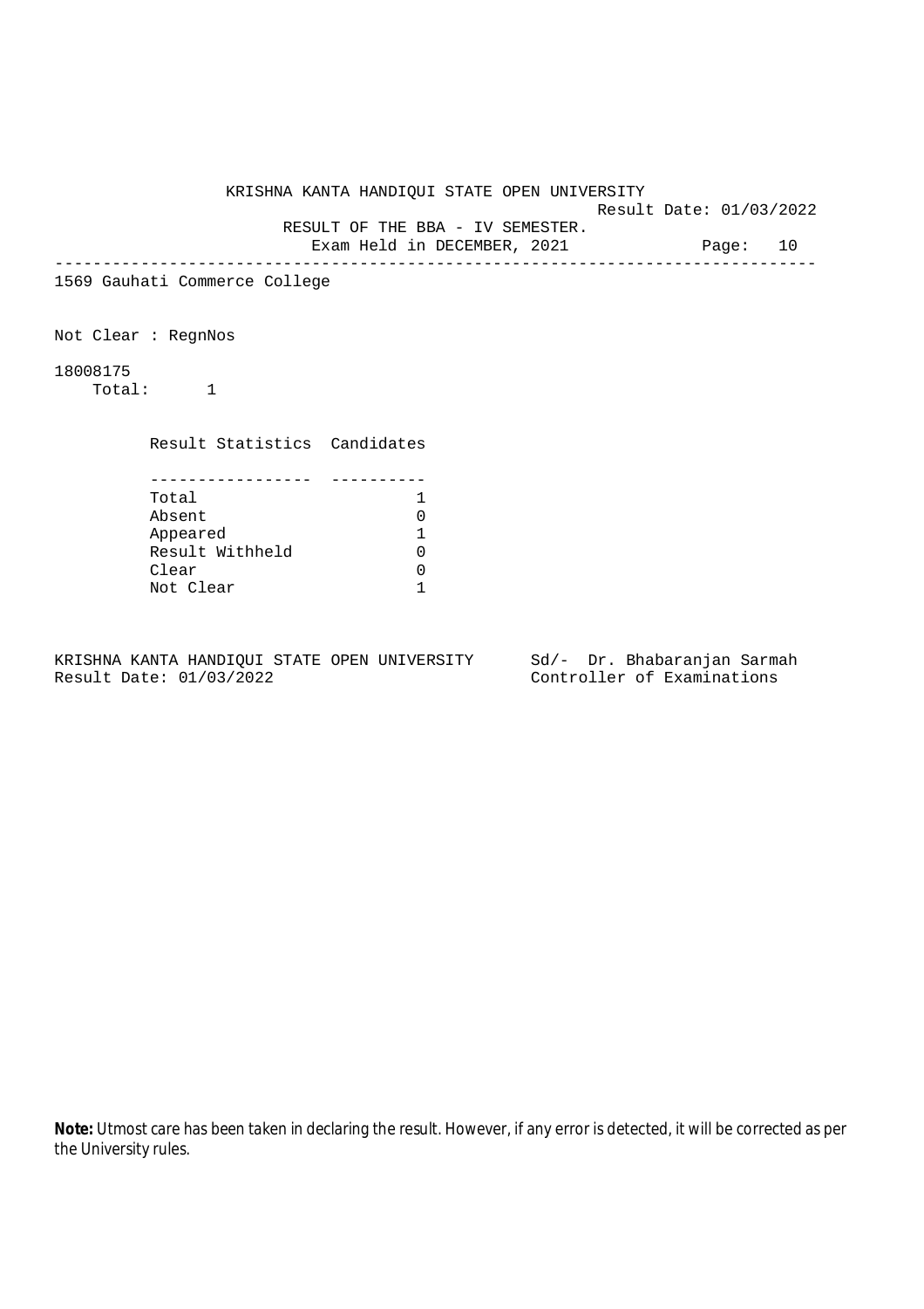KRISHNA KANTA HANDIQUI STATE OPEN UNIVERSITY

Result Date: 01/03/2022

RESULT OF THE BBA - IV SEMESTER.

Exam Held in DECEMBER, 2021

---

1569 Gauhati Commerce College

Not Clear : RegnNos

18008175

Total: 1

| Result Statistics | Candidates |
|---|---|
| Total | 1 |
| Absent | 0 |
| Appeared | 1 |
| Result Withheld | 0 |
| Clear | 0 |
| Not Clear | 1 |

KRISHNA KANTA HANDIQUI STATE OPEN UNIVERSITY
Result Date: 01/03/2022

Sd/- Dr. Bhabaranjan Sarmah
Controller of Examinations

**Note:** Utmost care has been taken in declaring the result. However, if any error is detected, it will be corrected as per the University rules.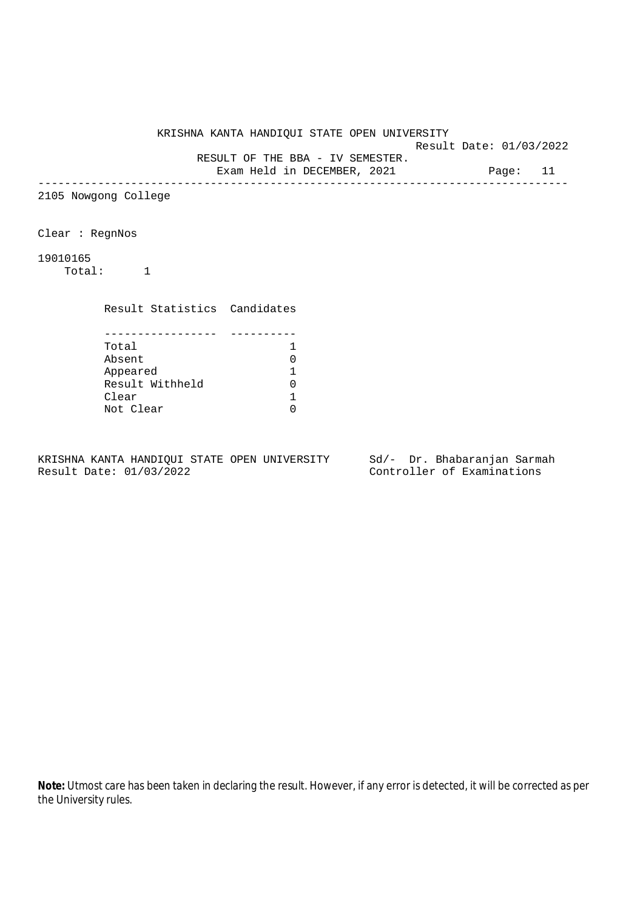KRISHNA KANTA HANDIQUI STATE OPEN UNIVERSITY

Result Date: 01/03/2022

RESULT OF THE BBA - IV SEMESTER.

Exam Held in DECEMBER, 2021

---

2105 Nowgong College

Clear : RegnNos

19010165

Total: 1

| Result Statistics | Candidates |
| --- | --- |
| Total | 1 |
| Absent | 0 |
| Appeared | 1 |
| Result Withheld | 0 |
| Clear | 1 |
| Not Clear | 0 |

KRISHNA KANTA HANDIQUI STATE OPEN UNIVERSITY
Result Date: 01/03/2022

Sd/- Dr. Bhabaranjan Sarmah
Controller of Examinations

**Note:** Utmost care has been taken in declaring the result. However, if any error is detected, it will be corrected as per the University rules.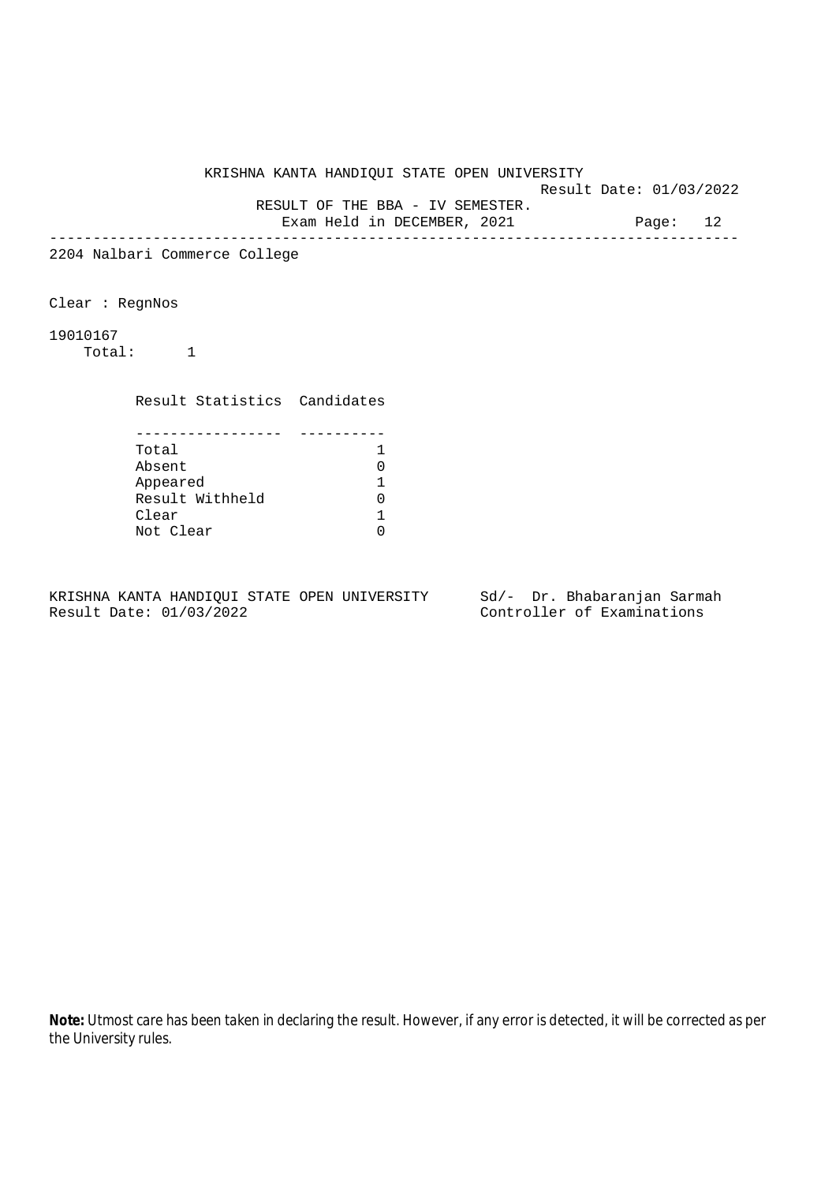KRISHNA KANTA HANDIQUI STATE OPEN UNIVERSITY

Result Date: 01/03/2022

RESULT OF THE BBA - IV SEMESTER.

Exam Held in DECEMBER, 2021

---

2204 Nalbari Commerce College

Clear : RegnNos

19010167

Total: 1

| Result Statistics | Candidates |
|---|---|
| Total | 1 |
| Absent | 0 |
| Appeared | 1 |
| Result Withheld | 0 |
| Clear | 1 |
| Not Clear | 0 |

KRISHNA KANTA HANDIQUI STATE OPEN UNIVERSITY
Result Date: 01/03/2022

Sd/- Dr. Bhabaranjan Sarmah
Controller of Examinations

**Note:** Utmost care has been taken in declaring the result. However, if any error is detected, it will be corrected as per the University rules.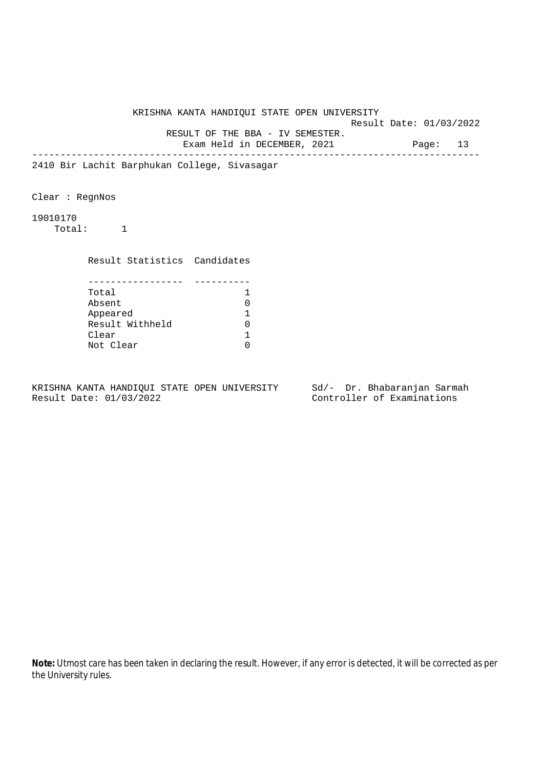KRISHNA KANTA HANDIQUI STATE OPEN UNIVERSITY

Result Date: 01/03/2022

RESULT OF THE BBA - IV SEMESTER.

Exam Held in DECEMBER, 2021

---

2410 Bir Lachit Barphukan College, Sivasagar

Clear : RegnNos

19010170

Total: 1

| Result Statistics | Candidates |
|---|---|
| Total | 1 |
| Absent | 0 |
| Appeared | 1 |
| Result Withheld | 0 |
| Clear | 1 |
| Not Clear | 0 |

KRISHNA KANTA HANDIQUI STATE OPEN UNIVERSITY
Result Date: 01/03/2022

Sd/- Dr. Bhabaranjan Sarmah
Controller of Examinations

**Note:** Utmost care has been taken in declaring the result. However, if any error is detected, it will be corrected as per the University rules.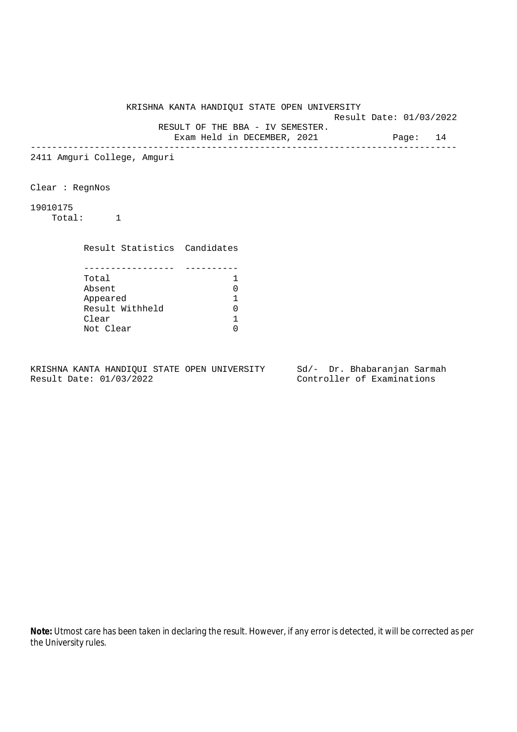KRISHNA KANTA HANDIQUI STATE OPEN UNIVERSITY

Result Date: 01/03/2022

RESULT OF THE BBA - IV SEMESTER.

Exam Held in DECEMBER, 2021

---

2411 Amguri College, Amguri

Clear : RegnNos

19010175

Total: 1

| Result Statistics | Candidates |
|---|---|
| Total | 1 |
| Absent | 0 |
| Appeared | 1 |
| Result Withheld | 0 |
| Clear | 1 |
| Not Clear | 0 |

KRISHNA KANTA HANDIQUI STATE OPEN UNIVERSITY
Result Date: 01/03/2022

Sd/- Dr. Bhabaranjan Sarmah
Controller of Examinations

**Note:** Utmost care has been taken in declaring the result. However, if any error is detected, it will be corrected as per the University rules.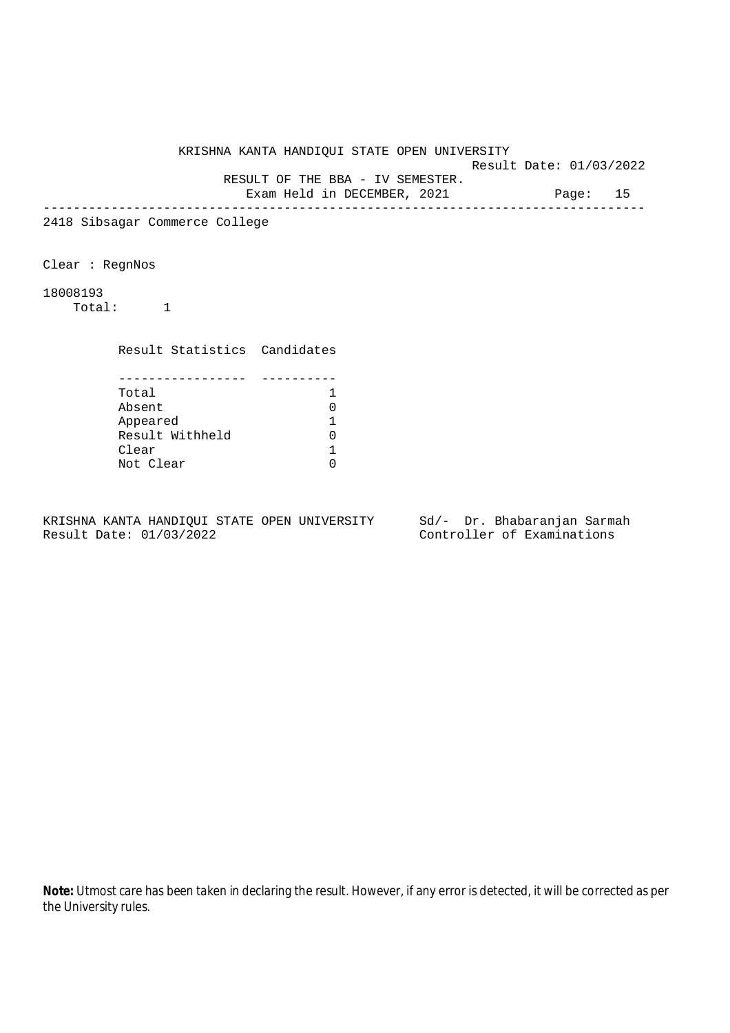KRISHNA KANTA HANDIQUI STATE OPEN UNIVERSITY

Result Date: 01/03/2022

RESULT OF THE BBA - IV SEMESTER.

Exam Held in DECEMBER, 2021

---

2418 Sibsagar Commerce College

Clear : RegnNos

18008193

Total: 1

| Result Statistics | Candidates |
|---|---|
| Total | 1 |
| Absent | 0 |
| Appeared | 1 |
| Result Withheld | 0 |
| Clear | 1 |
| Not Clear | 0 |

KRISHNA KANTA HANDIQUI STATE OPEN UNIVERSITY
Result Date: 01/03/2022

Sd/- Dr. Bhabaranjan Sarmah
Controller of Examinations

**Note:** Utmost care has been taken in declaring the result. However, if any error is detected, it will be corrected as per the University rules.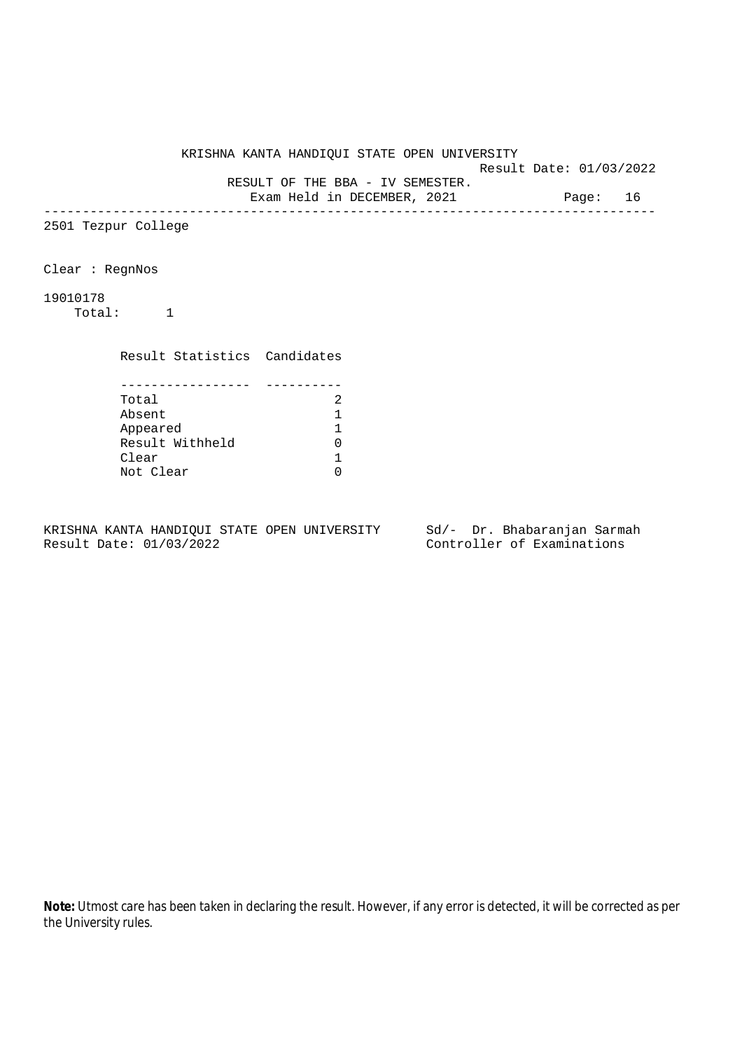KRISHNA KANTA HANDIQUI STATE OPEN UNIVERSITY

Result Date: 01/03/2022

RESULT OF THE BBA - IV SEMESTER.

Exam Held in DECEMBER, 2021

---

2501 Tezpur College

Clear : RegnNos

19010178

Total: 1

| Result Statistics | Candidates |
|---|---|
| Total | 2 |
| Absent | 1 |
| Appeared | 1 |
| Result Withheld | 0 |
| Clear | 1 |
| Not Clear | 0 |

KRISHNA KANTA HANDIQUI STATE OPEN UNIVERSITY
Result Date: 01/03/2022

Sd/- Dr. Bhabaranjan Sarmah
Controller of Examinations

**Note:** Utmost care has been taken in declaring the result. However, if any error is detected, it will be corrected as per the University rules.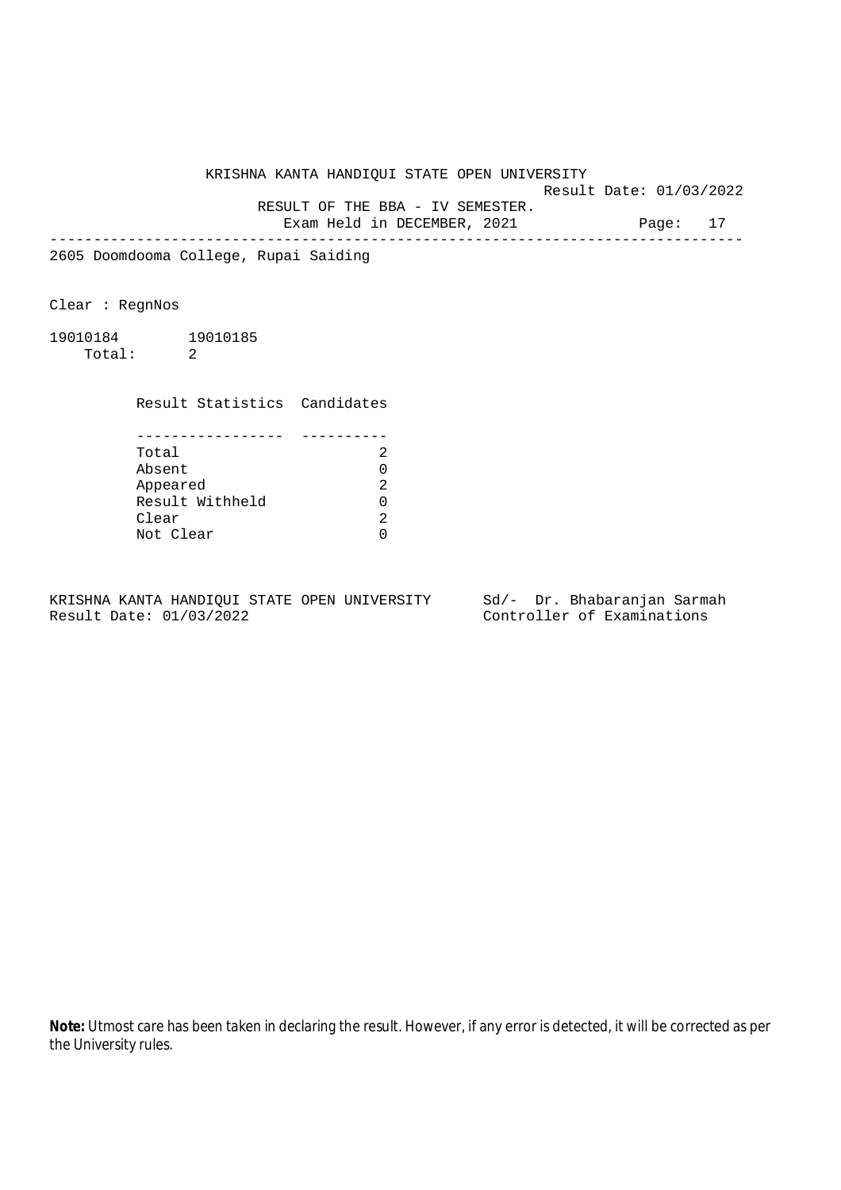KRISHNA KANTA HANDIQUI STATE OPEN UNIVERSITY

Result Date: 01/03/2022

RESULT OF THE BBA - IV SEMESTER.

Exam Held in DECEMBER, 2021

---

2605 Doomdooma College, Rupai Saiding

Clear : RegnNos

19010184 19010185

Total: 2

| Result Statistics | Candidates |
|---|---|
| Total | 2 |
| Absent | 0 |
| Appeared | 2 |
| Result Withheld | 0 |
| Clear | 2 |
| Not Clear | 0 |

KRISHNA KANTA HANDIQUI STATE OPEN UNIVERSITY
Result Date: 01/03/2022

Sd/- Dr. Bhabaranjan Sarmah
Controller of Examinations

**Note:** Utmost care has been taken in declaring the result. However, if any error is detected, it will be corrected as per the University rules.